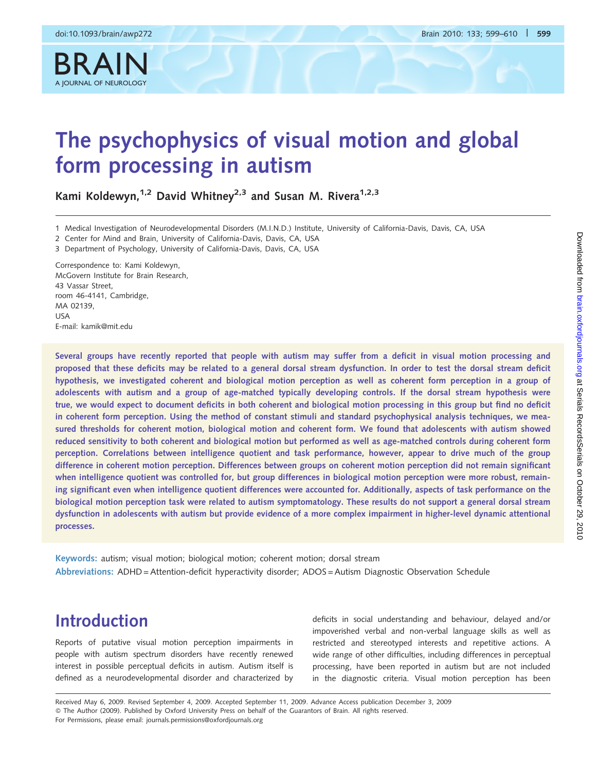# The psychophysics of visual motion and global form processing in autism

Kami Koldewyn,[1,2] David Whitney[2,3] and Susan M. Rivera[1,2,3]

1 Medical Investigation of Neurodevelopmental Disorders (M.I.N.D.) Institute, University of California-Davis, Davis, CA, USA
2 Center for Mind and Brain, University of California-Davis, Davis, CA, USA
3 Department of Psychology, University of California-Davis, Davis, CA, USA

Correspondence to: Kami Koldewyn,
McGovern Institute for Brain Research,
43 Vassar Street,
room 46-4141, Cambridge,
MA 02139,
USA
E-mail: kamik@mit.edu

**Several groups have recently reported that people with autism may suffer from a deficit in visual motion processing and proposed that these deficits may be related to a general dorsal stream dysfunction. In order to test the dorsal stream deficit hypothesis, we investigated coherent and biological motion perception as well as coherent form perception in a group of adolescents with autism and a group of age-matched typically developing controls. If the dorsal stream hypothesis were true, we would expect to document deficits in both coherent and biological motion processing in this group but find no deficit in coherent form perception. Using the method of constant stimuli and standard psychophysical analysis techniques, we measured thresholds for coherent motion, biological motion and coherent form. We found that adolescents with autism showed reduced sensitivity to both coherent and biological motion but performed as well as age-matched controls during coherent form perception. Correlations between intelligence quotient and task performance, however, appear to drive much of the group difference in coherent motion perception. Differences between groups on coherent motion perception did not remain significant when intelligence quotient was controlled for, but group differences in biological motion perception were more robust, remaining significant even when intelligence quotient differences were accounted for. Additionally, aspects of task performance on the biological motion perception task were related to autism symptomatology. These results do not support a general dorsal stream dysfunction in adolescents with autism but provide evidence of a more complex impairment in higher-level dynamic attentional processes.**

**Keywords:** autism; visual motion; biological motion; coherent motion; dorsal stream
**Abbreviations:** ADHD = Attention-deficit hyperactivity disorder; ADOS = Autism Diagnostic Observation Schedule

## Introduction

Reports of putative visual motion perception impairments in people with autism spectrum disorders have recently renewed interest in possible perceptual deficits in autism. Autism itself is defined as a neurodevelopmental disorder and characterized by deficits in social understanding and behaviour, delayed and/or impoverished verbal and non-verbal language skills as well as restricted and stereotyped interests and repetitive actions. A wide range of other difficulties, including differences in perceptual processing, have been reported in autism but are not included in the diagnostic criteria. Visual motion perception has been

Received May 6, 2009. Revised September 4, 2009. Accepted September 11, 2009. Advance Access publication December 3, 2009
© The Author (2009). Published by Oxford University Press on behalf of the Guarantors of Brain. All rights reserved.
For Permissions, please email: journals.permissions@oxfordjournals.org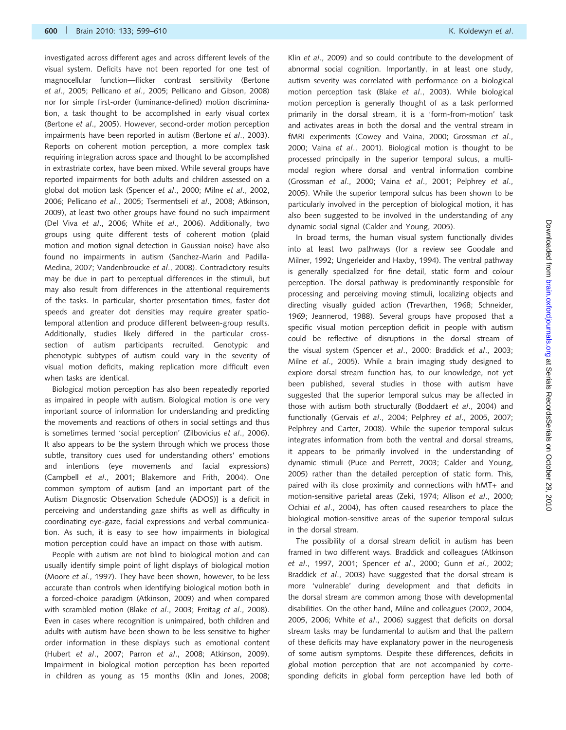investigated across different ages and across different levels of the visual system. Deficits have not been reported for one test of magnocellular function—flicker contrast sensitivity (Bertone *et al*., 2005; Pellicano *et al*., 2005; Pellicano and Gibson, 2008) nor for simple first-order (luminance-defined) motion discrimination, a task thought to be accomplished in early visual cortex (Bertone *et al*., 2005). However, second-order motion perception impairments have been reported in autism (Bertone *et al*., 2003). Reports on coherent motion perception, a more complex task requiring integration across space and thought to be accomplished in extrastriate cortex, have been mixed. While several groups have reported impairments for both adults and children assessed on a global dot motion task (Spencer *et al*., 2000; Milne *et al*., 2002, 2006; Pellicano *et al*., 2005; Tsermentseli *et al*., 2008; Atkinson, 2009), at least two other groups have found no such impairment (Del Viva *et al*., 2006; White *et al*., 2006). Additionally, two groups using quite different tests of coherent motion (plaid motion and motion signal detection in Gaussian noise) have also found no impairments in autism (Sanchez-Marin and Padilla-Medina, 2007; Vandenbroucke *et al*., 2008). Contradictory results may be due in part to perceptual differences in the stimuli, but may also result from differences in the attentional requirements of the tasks. In particular, shorter presentation times, faster dot speeds and greater dot densities may require greater spatio-temporal attention and produce different between-group results. Additionally, studies likely differed in the particular cross-section of autism participants recruited. Genotypic and phenotypic subtypes of autism could vary in the severity of visual motion deficits, making replication more difficult even when tasks are identical.

Biological motion perception has also been repeatedly reported as impaired in people with autism. Biological motion is one very important source of information for understanding and predicting the movements and reactions of others in social settings and thus is sometimes termed 'social perception' (Zilbovicius *et al*., 2006). It also appears to be the system through which we process those subtle, transitory cues used for understanding others' emotions and intentions (eye movements and facial expressions) (Campbell *et al*., 2001; Blakemore and Frith, 2004). One common symptom of autism [and an important part of the Autism Diagnostic Observation Schedule (ADOS)] is a deficit in perceiving and understanding gaze shifts as well as difficulty in coordinating eye-gaze, facial expressions and verbal communication. As such, it is easy to see how impairments in biological motion perception could have an impact on those with autism.

People with autism are not blind to biological motion and can usually identify simple point of light displays of biological motion (Moore *et al*., 1997). They have been shown, however, to be less accurate than controls when identifying biological motion both in a forced-choice paradigm (Atkinson, 2009) and when compared with scrambled motion (Blake *et al*., 2003; Freitag *et al*., 2008). Even in cases where recognition is unimpaired, both children and adults with autism have been shown to be less sensitive to higher order information in these displays such as emotional content (Hubert *et al*., 2007; Parron *et al*., 2008; Atkinson, 2009). Impairment in biological motion perception has been reported in children as young as 15 months (Klin and Jones, 2008; Klin *et al*., 2009) and so could contribute to the development of abnormal social cognition. Importantly, in at least one study, autism severity was correlated with performance on a biological motion perception task (Blake *et al*., 2003). While biological motion perception is generally thought of as a task performed primarily in the dorsal stream, it is a 'form-from-motion' task and activates areas in both the dorsal and the ventral stream in fMRI experiments (Cowey and Vaina, 2000; Grossman *et al*., 2000; Vaina *et al*., 2001). Biological motion is thought to be processed principally in the superior temporal sulcus, a multi-modal region where dorsal and ventral information combine (Grossman *et al*., 2000; Vaina *et al*., 2001; Pelphrey *et al*., 2005). While the superior temporal sulcus has been shown to be particularly involved in the perception of biological motion, it has also been suggested to be involved in the understanding of any dynamic social signal (Calder and Young, 2005).

In broad terms, the human visual system functionally divides into at least two pathways (for a review see Goodale and Milner, 1992; Ungerleider and Haxby, 1994). The ventral pathway is generally specialized for fine detail, static form and colour perception. The dorsal pathway is predominantly responsible for processing and perceiving moving stimuli, localizing objects and directing visually guided action (Trevarthen, 1968; Schneider, 1969; Jeannerod, 1988). Several groups have proposed that a specific visual motion perception deficit in people with autism could be reflective of disruptions in the dorsal stream of the visual system (Spencer *et al*., 2000; Braddick *et al*., 2003; Milne *et al*., 2005). While a brain imaging study designed to explore dorsal stream function has, to our knowledge, not yet been published, several studies in those with autism have suggested that the superior temporal sulcus may be affected in those with autism both structurally (Boddaert *et al*., 2004) and functionally (Gervais *et al*., 2004; Pelphrey *et al*., 2005, 2007; Pelphrey and Carter, 2008). While the superior temporal sulcus integrates information from both the ventral and dorsal streams, it appears to be primarily involved in the understanding of dynamic stimuli (Puce and Perrett, 2003; Calder and Young, 2005) rather than the detailed perception of static form. This, paired with its close proximity and connections with hMT+ and motion-sensitive parietal areas (Zeki, 1974; Allison *et al*., 2000; Ochiai *et al*., 2004), has often caused researchers to place the biological motion-sensitive areas of the superior temporal sulcus in the dorsal stream.

The possibility of a dorsal stream deficit in autism has been framed in two different ways. Braddick and colleagues (Atkinson *et al*., 1997, 2001; Spencer *et al*., 2000; Gunn *et al*., 2002; Braddick *et al*., 2003) have suggested that the dorsal stream is more 'vulnerable' during development and that deficits in the dorsal stream are common among those with developmental disabilities. On the other hand, Milne and colleagues (2002, 2004, 2005, 2006; White *et al*., 2006) suggest that deficits on dorsal stream tasks may be fundamental to autism and that the pattern of these deficits may have explanatory power in the neurogenesis of some autism symptoms. Despite these differences, deficits in global motion perception that are not accompanied by corresponding deficits in global form perception have led both of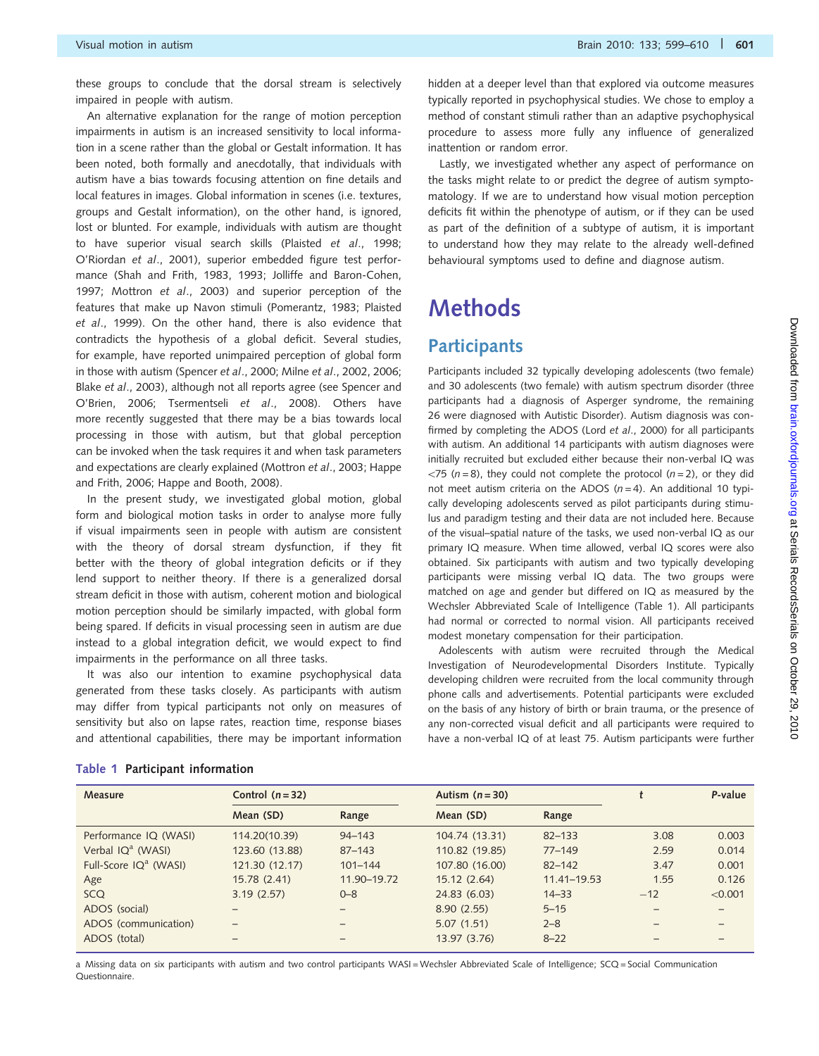these groups to conclude that the dorsal stream is selectively impaired in people with autism.

An alternative explanation for the range of motion perception impairments in autism is an increased sensitivity to local information in a scene rather than the global or Gestalt information. It has been noted, both formally and anecdotally, that individuals with autism have a bias towards focusing attention on fine details and local features in images. Global information in scenes (i.e. textures, groups and Gestalt information), on the other hand, is ignored, lost or blunted. For example, individuals with autism are thought to have superior visual search skills (Plaisted *et al*., 1998; O'Riordan *et al*., 2001), superior embedded figure test performance (Shah and Frith, 1983, 1993; Jolliffe and Baron-Cohen, 1997; Mottron *et al*., 2003) and superior perception of the features that make up Navon stimuli (Pomerantz, 1983; Plaisted *et al*., 1999). On the other hand, there is also evidence that contradicts the hypothesis of a global deficit. Several studies, for example, have reported unimpaired perception of global form in those with autism (Spencer *et al*., 2000; Milne *et al*., 2002, 2006; Blake *et al*., 2003), although not all reports agree (see Spencer and O'Brien, 2006; Tsermentseli *et al*., 2008). Others have more recently suggested that there may be a bias towards local processing in those with autism, but that global perception can be invoked when the task requires it and when task parameters and expectations are clearly explained (Mottron *et al*., 2003; Happe and Frith, 2006; Happe and Booth, 2008).

In the present study, we investigated global motion, global form and biological motion tasks in order to analyse more fully if visual impairments seen in people with autism are consistent with the theory of dorsal stream dysfunction, if they fit better with the theory of global integration deficits or if they lend support to neither theory. If there is a generalized dorsal stream deficit in those with autism, coherent motion and biological motion perception should be similarly impacted, with global form being spared. If deficits in visual processing seen in autism are due instead to a global integration deficit, we would expect to find impairments in the performance on all three tasks.

It was also our intention to examine psychophysical data generated from these tasks closely. As participants with autism may differ from typical participants not only on measures of sensitivity but also on lapse rates, reaction time, response biases and attentional capabilities, there may be important information hidden at a deeper level than that explored via outcome measures typically reported in psychophysical studies. We chose to employ a method of constant stimuli rather than an adaptive psychophysical procedure to assess more fully any influence of generalized inattention or random error.

Lastly, we investigated whether any aspect of performance on the tasks might relate to or predict the degree of autism symptomatology. If we are to understand how visual motion perception deficits fit within the phenotype of autism, or if they can be used as part of the definition of a subtype of autism, it is important to understand how they may relate to the already well-defined behavioural symptoms used to define and diagnose autism.

# Methods

## Participants

Participants included 32 typically developing adolescents (two female) and 30 adolescents (two female) with autism spectrum disorder (three participants had a diagnosis of Asperger syndrome, the remaining 26 were diagnosed with Autistic Disorder). Autism diagnosis was confirmed by completing the ADOS (Lord *et al*., 2000) for all participants with autism. An additional 14 participants with autism diagnoses were initially recruited but excluded either because their non-verbal IQ was <75 ($n = 8$), they could not complete the protocol ($n = 2$), or they did not meet autism criteria on the ADOS ($n = 4$). An additional 10 typically developing adolescents served as pilot participants during stimulus and paradigm testing and their data are not included here. Because of the visual–spatial nature of the tasks, we used non-verbal IQ as our primary IQ measure. When time allowed, verbal IQ scores were also obtained. Six participants with autism and two typically developing participants were missing verbal IQ data. The two groups were matched on age and gender but differed on IQ as measured by the Wechsler Abbreviated Scale of Intelligence (Table 1). All participants had normal or corrected to normal vision. All participants received modest monetary compensation for their participation.

Adolescents with autism were recruited through the Medical Investigation of Neurodevelopmental Disorders Institute. Typically developing children were recruited from the local community through phone calls and advertisements. Potential participants were excluded on the basis of any history of birth or brain trauma, or the presence of any non-corrected visual deficit and all participants were required to have a non-verbal IQ of at least 75. Autism participants were further

**Table 1** Participant information

| Measure | Control ($n = 32$) | | Autism ($n = 30$) | | $t$ | $P$-value |
|---|---|---|---|---|---|---|
| | Mean (SD) | Range | Mean (SD) | Range | | |
| Performance IQ (WASI) | 114.20(10.39) | 94–143 | 104.74 (13.31) | 82–133 | 3.08 | 0.003 |
| Verbal IQ[a] (WASI) | 123.60 (13.88) | 87–143 | 110.82 (19.85) | 77–149 | 2.59 | 0.014 |
| Full-Score IQ[a] (WASI) | 121.30 (12.17) | 101–144 | 107.80 (16.00) | 82–142 | 3.47 | 0.001 |
| Age | 15.78 (2.41) | 11.90–19.72 | 15.12 (2.64) | 11.41–19.53 | 1.55 | 0.126 |
| SCQ | 3.19 (2.57) | 0–8 | 24.83 (6.03) | 14–33 | −12 | <0.001 |
| ADOS (social) | – | – | 8.90 (2.55) | 5–15 | – | – |
| ADOS (communication) | – | – | 5.07 (1.51) | 2–8 | – | – |
| ADOS (total) | – | – | 13.97 (3.76) | 8–22 | – | – |

a Missing data on six participants with autism and two control participants WASI = Wechsler Abbreviated Scale of Intelligence; SCQ = Social Communication Questionnaire.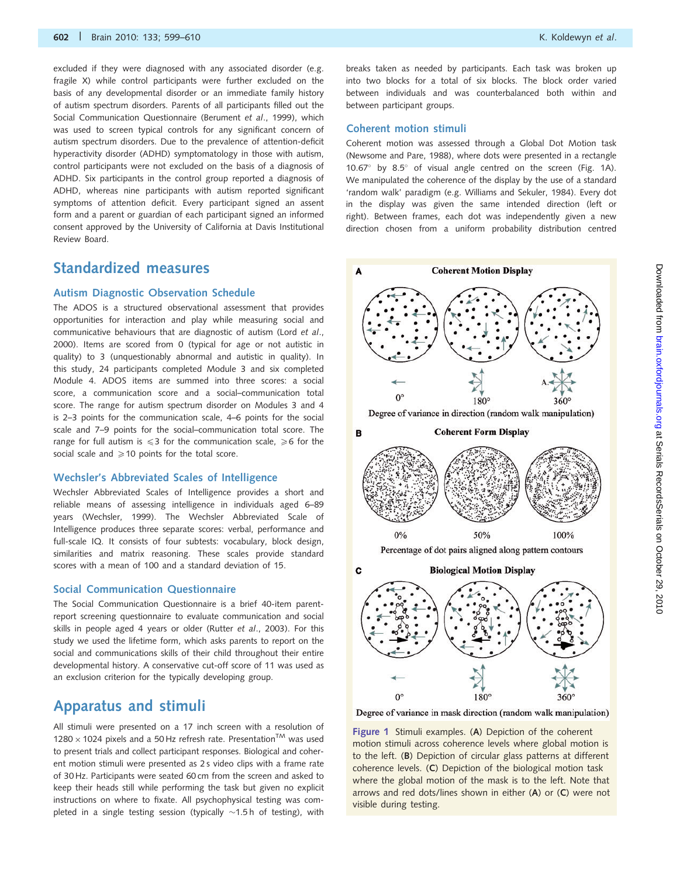excluded if they were diagnosed with any associated disorder (e.g. fragile X) while control participants were further excluded on the basis of any developmental disorder or an immediate family history of autism spectrum disorders. Parents of all participants filled out the Social Communication Questionnaire (Berument *et al*., 1999), which was used to screen typical controls for any significant concern of autism spectrum disorders. Due to the prevalence of attention-deficit hyperactivity disorder (ADHD) symptomatology in those with autism, control participants were not excluded on the basis of a diagnosis of ADHD. Six participants in the control group reported a diagnosis of ADHD, whereas nine participants with autism reported significant symptoms of attention deficit. Every participant signed an assent form and a parent or guardian of each participant signed an informed consent approved by the University of California at Davis Institutional Review Board.

# Standardized measures

## Autism Diagnostic Observation Schedule

The ADOS is a structured observational assessment that provides opportunities for interaction and play while measuring social and communicative behaviours that are diagnostic of autism (Lord *et al*., 2000). Items are scored from 0 (typical for age or not autistic in quality) to 3 (unquestionably abnormal and autistic in quality). In this study, 24 participants completed Module 3 and six completed Module 4. ADOS items are summed into three scores: a social score, a communication score and a social–communication total score. The range for autism spectrum disorder on Modules 3 and 4 is 2–3 points for the communication scale, 4–6 points for the social scale and 7–9 points for the social–communication total score. The range for full autism is $\leqslant 3$ for the communication scale, $\geqslant 6$ for the social scale and $\geqslant 10$ points for the total score.

## Wechsler's Abbreviated Scales of Intelligence

Wechsler Abbreviated Scales of Intelligence provides a short and reliable means of assessing intelligence in individuals aged 6–89 years (Wechsler, 1999). The Wechsler Abbreviated Scale of Intelligence produces three separate scores: verbal, performance and full-scale IQ. It consists of four subtests: vocabulary, block design, similarities and matrix reasoning. These scales provide standard scores with a mean of 100 and a standard deviation of 15.

## Social Communication Questionnaire

The Social Communication Questionnaire is a brief 40-item parent-report screening questionnaire to evaluate communication and social skills in people aged 4 years or older (Rutter *et al*., 2003). For this study we used the lifetime form, which asks parents to report on the social and communications skills of their child throughout their entire developmental history. A conservative cut-off score of 11 was used as an exclusion criterion for the typically developing group.

# Apparatus and stimuli

All stimuli were presented on a 17 inch screen with a resolution of 1280 × 1024 pixels and a 50 Hz refresh rate. Presentation™ was used to present trials and collect participant responses. Biological and coherent motion stimuli were presented as 2 s video clips with a frame rate of 30 Hz. Participants were seated 60 cm from the screen and asked to keep their heads still while performing the task but given no explicit instructions on where to fixate. All psychophysical testing was completed in a single testing session (typically ~1.5 h of testing), with breaks taken as needed by participants. Each task was broken up into two blocks for a total of six blocks. The block order varied between individuals and was counterbalanced both within and between participant groups.

## Coherent motion stimuli

Coherent motion was assessed through a Global Dot Motion task (Newsome and Pare, 1988), where dots were presented in a rectangle 10.67° by 8.5° of visual angle centred on the screen (Fig. 1A). We manipulated the coherence of the display by the use of a standard 'random walk' paradigm (e.g. Williams and Sekuler, 1984). Every dot in the display was given the same intended direction (left or right). Between frames, each dot was independently given a new direction chosen from a uniform probability distribution centred

**Figure 1** Stimuli examples. (**A**) Depiction of the coherent motion stimuli across coherence levels where global motion is to the left. (**B**) Depiction of circular glass patterns at different coherence levels. (**C**) Depiction of the biological motion task where the global motion of the mask is to the left. Note that arrows and red dots/lines shown in either (**A**) or (**C**) were not visible during testing.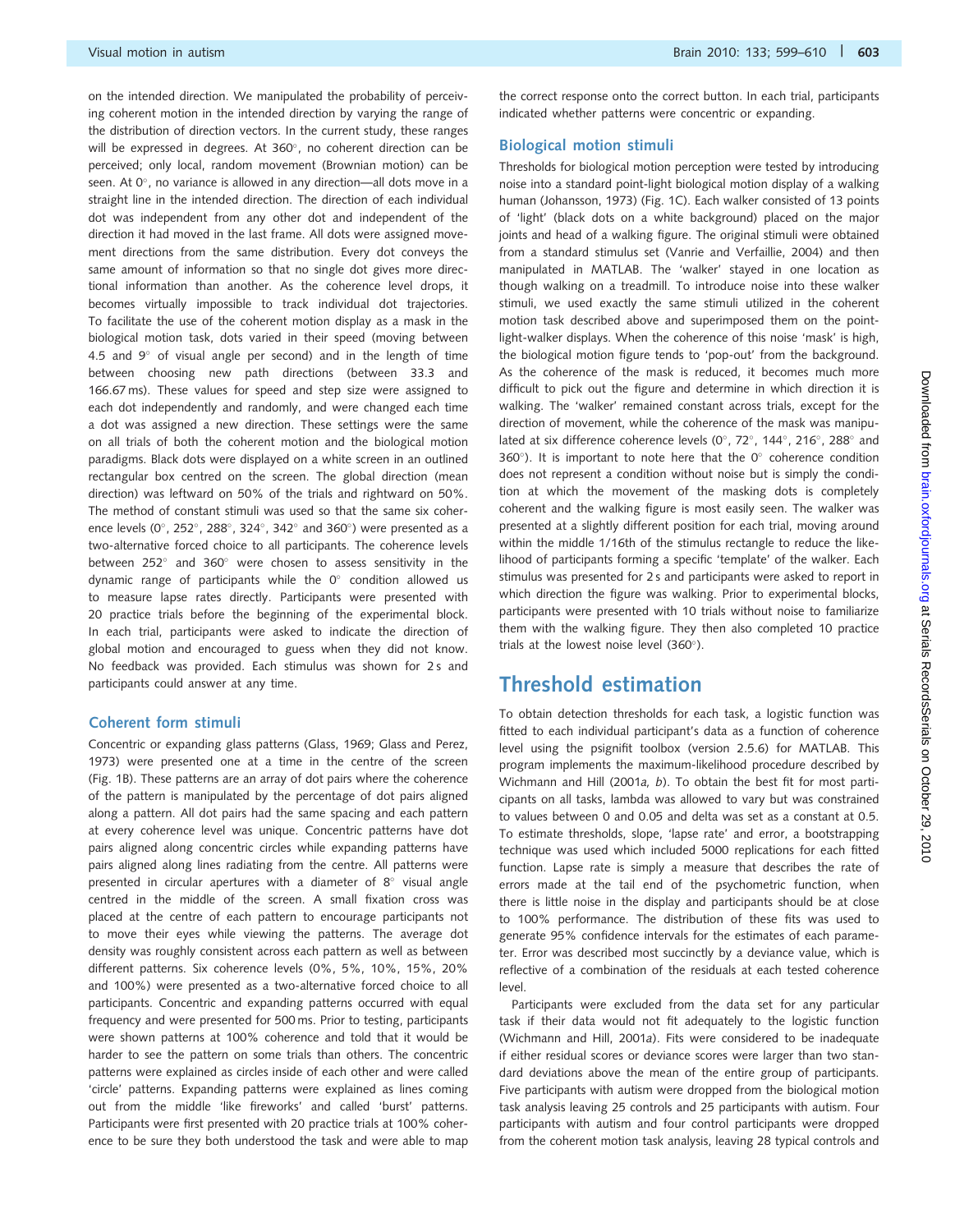on the intended direction. We manipulated the probability of perceiving coherent motion in the intended direction by varying the range of the distribution of direction vectors. In the current study, these ranges will be expressed in degrees. At 360°, no coherent direction can be perceived; only local, random movement (Brownian motion) can be seen. At 0°, no variance is allowed in any direction—all dots move in a straight line in the intended direction. The direction of each individual dot was independent from any other dot and independent of the direction it had moved in the last frame. All dots were assigned movement directions from the same distribution. Every dot conveys the same amount of information so that no single dot gives more directional information than another. As the coherence level drops, it becomes virtually impossible to track individual dot trajectories. To facilitate the use of the coherent motion display as a mask in the biological motion task, dots varied in their speed (moving between 4.5 and 9° of visual angle per second) and in the length of time between choosing new path directions (between 33.3 and 166.67 ms). These values for speed and step size were assigned to each dot independently and randomly, and were changed each time a dot was assigned a new direction. These settings were the same on all trials of both the coherent motion and the biological motion paradigms. Black dots were displayed on a white screen in an outlined rectangular box centred on the screen. The global direction (mean direction) was leftward on 50% of the trials and rightward on 50%. The method of constant stimuli was used so that the same six coherence levels (0°, 252°, 288°, 324°, 342° and 360°) were presented as a two-alternative forced choice to all participants. The coherence levels between 252° and 360° were chosen to assess sensitivity in the dynamic range of participants while the 0° condition allowed us to measure lapse rates directly. Participants were presented with 20 practice trials before the beginning of the experimental block. In each trial, participants were asked to indicate the direction of global motion and encouraged to guess when they did not know. No feedback was provided. Each stimulus was shown for 2 s and participants could answer at any time.

### Coherent form stimuli

Concentric or expanding glass patterns (Glass, 1969; Glass and Perez, 1973) were presented one at a time in the centre of the screen (Fig. 1B). These patterns are an array of dot pairs where the coherence of the pattern is manipulated by the percentage of dot pairs aligned along a pattern. All dot pairs had the same spacing and each pattern at every coherence level was unique. Concentric patterns have dot pairs aligned along concentric circles while expanding patterns have pairs aligned along lines radiating from the centre. All patterns were presented in circular apertures with a diameter of 8° visual angle centred in the middle of the screen. A small fixation cross was placed at the centre of each pattern to encourage participants not to move their eyes while viewing the patterns. The average dot density was roughly consistent across each pattern as well as between different patterns. Six coherence levels (0%, 5%, 10%, 15%, 20% and 100%) were presented as a two-alternative forced choice to all participants. Concentric and expanding patterns occurred with equal frequency and were presented for 500 ms. Prior to testing, participants were shown patterns at 100% coherence and told that it would be harder to see the pattern on some trials than others. The concentric patterns were explained as circles inside of each other and were called 'circle' patterns. Expanding patterns were explained as lines coming out from the middle 'like fireworks' and called 'burst' patterns. Participants were first presented with 20 practice trials at 100% coherence to be sure they both understood the task and were able to map the correct response onto the correct button. In each trial, participants indicated whether patterns were concentric or expanding.

### Biological motion stimuli

Thresholds for biological motion perception were tested by introducing noise into a standard point-light biological motion display of a walking human (Johansson, 1973) (Fig. 1C). Each walker consisted of 13 points of 'light' (black dots on a white background) placed on the major joints and head of a walking figure. The original stimuli were obtained from a standard stimulus set (Vanrie and Verfaillie, 2004) and then manipulated in MATLAB. The 'walker' stayed in one location as though walking on a treadmill. To introduce noise into these walker stimuli, we used exactly the same stimuli utilized in the coherent motion task described above and superimposed them on the point-light-walker displays. When the coherence of this noise 'mask' is high, the biological motion figure tends to 'pop-out' from the background. As the coherence of the mask is reduced, it becomes much more difficult to pick out the figure and determine in which direction it is walking. The 'walker' remained constant across trials, except for the direction of movement, while the coherence of the mask was manipulated at six difference coherence levels (0°, 72°, 144°, 216°, 288° and 360°). It is important to note here that the 0° coherence condition does not represent a condition without noise but is simply the condition at which the movement of the masking dots is completely coherent and the walking figure is most easily seen. The walker was presented at a slightly different position for each trial, moving around within the middle 1/16th of the stimulus rectangle to reduce the likelihood of participants forming a specific 'template' of the walker. Each stimulus was presented for 2 s and participants were asked to report in which direction the figure was walking. Prior to experimental blocks, participants were presented with 10 trials without noise to familiarize them with the walking figure. They then also completed 10 practice trials at the lowest noise level (360°).

## Threshold estimation

To obtain detection thresholds for each task, a logistic function was fitted to each individual participant's data as a function of coherence level using the psignifit toolbox (version 2.5.6) for MATLAB. This program implements the maximum-likelihood procedure described by Wichmann and Hill (2001*a*, *b*). To obtain the best fit for most participants on all tasks, lambda was allowed to vary but was constrained to values between 0 and 0.05 and delta was set as a constant at 0.5. To estimate thresholds, slope, 'lapse rate' and error, a bootstrapping technique was used which included 5000 replications for each fitted function. Lapse rate is simply a measure that describes the rate of errors made at the tail end of the psychometric function, when there is little noise in the display and participants should be at close to 100% performance. The distribution of these fits was used to generate 95% confidence intervals for the estimates of each parameter. Error was described most succinctly by a deviance value, which is reflective of a combination of the residuals at each tested coherence level.

Participants were excluded from the data set for any particular task if their data would not fit adequately to the logistic function (Wichmann and Hill, 2001*a*). Fits were considered to be inadequate if either residual scores or deviance scores were larger than two standard deviations above the mean of the entire group of participants. Five participants with autism were dropped from the biological motion task analysis leaving 25 controls and 25 participants with autism. Four participants with autism and four control participants were dropped from the coherent motion task analysis, leaving 28 typical controls and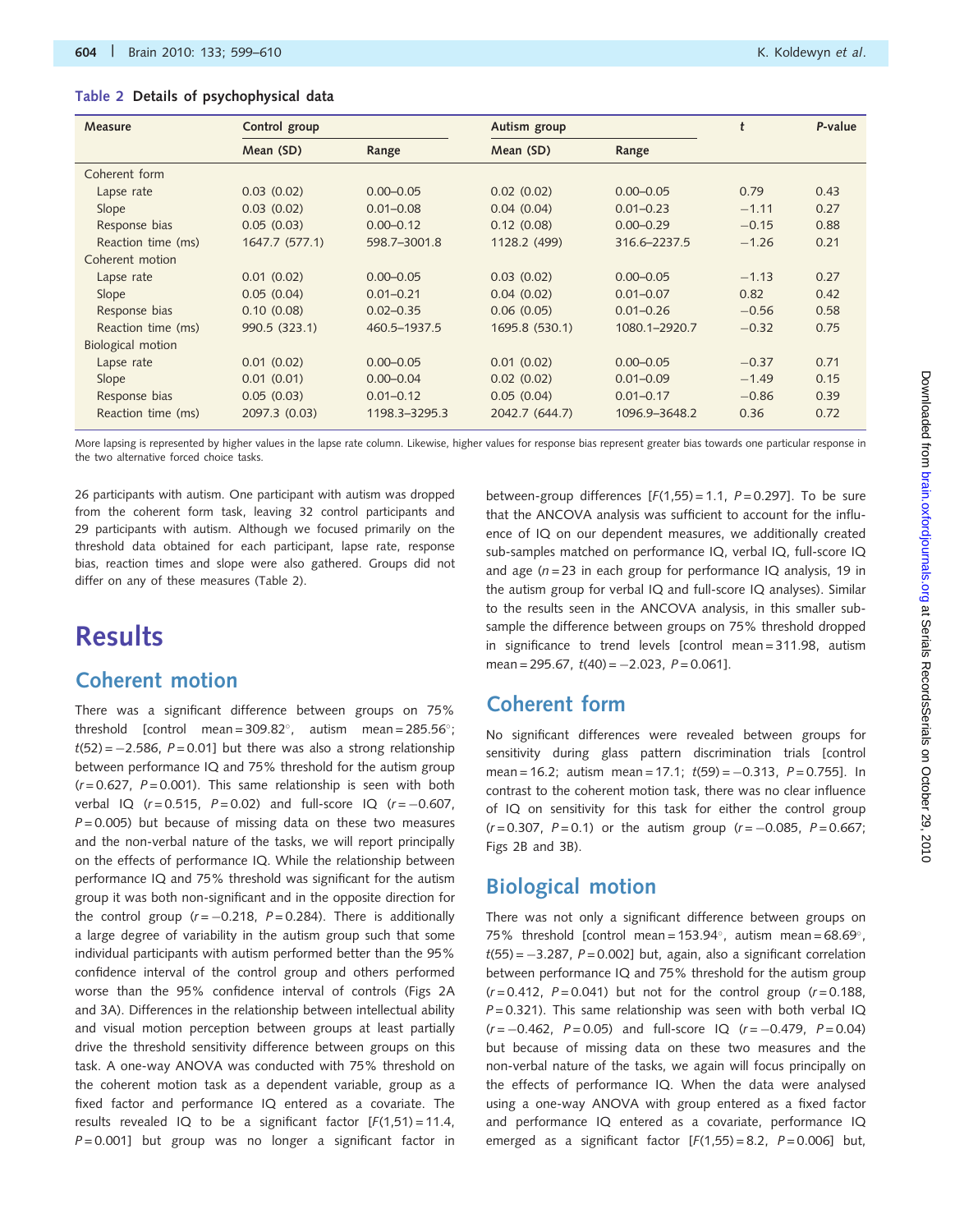**Table 2** Details of psychophysical data

| Measure | Control group | | Autism group | | *t* | *P*-value |
|---|---|---|---|---|---|---|
| | Mean (SD) | Range | Mean (SD) | Range | | |
| Coherent form | | | | | | |
| Lapse rate | 0.03 (0.02) | 0.00–0.05 | 0.02 (0.02) | 0.00–0.05 | 0.79 | 0.43 |
| Slope | 0.03 (0.02) | 0.01–0.08 | 0.04 (0.04) | 0.01–0.23 | −1.11 | 0.27 |
| Response bias | 0.05 (0.03) | 0.00–0.12 | 0.12 (0.08) | 0.00–0.29 | −0.15 | 0.88 |
| Reaction time (ms) | 1647.7 (577.1) | 598.7–3001.8 | 1128.2 (499) | 316.6–2237.5 | −1.26 | 0.21 |
| Coherent motion | | | | | | |
| Lapse rate | 0.01 (0.02) | 0.00–0.05 | 0.03 (0.02) | 0.00–0.05 | −1.13 | 0.27 |
| Slope | 0.05 (0.04) | 0.01–0.21 | 0.04 (0.02) | 0.01–0.07 | 0.82 | 0.42 |
| Response bias | 0.10 (0.08) | 0.02–0.35 | 0.06 (0.05) | 0.01–0.26 | −0.56 | 0.58 |
| Reaction time (ms) | 990.5 (323.1) | 460.5–1937.5 | 1695.8 (530.1) | 1080.1–2920.7 | −0.32 | 0.75 |
| Biological motion | | | | | | |
| Lapse rate | 0.01 (0.02) | 0.00–0.05 | 0.01 (0.02) | 0.00–0.05 | −0.37 | 0.71 |
| Slope | 0.01 (0.01) | 0.00–0.04 | 0.02 (0.02) | 0.01–0.09 | −1.49 | 0.15 |
| Response bias | 0.05 (0.03) | 0.01–0.12 | 0.05 (0.04) | 0.01–0.17 | −0.86 | 0.39 |
| Reaction time (ms) | 2097.3 (0.03) | 1198.3–3295.3 | 2042.7 (644.7) | 1096.9–3648.2 | 0.36 | 0.72 |

More lapsing is represented by higher values in the lapse rate column. Likewise, higher values for response bias represent greater bias towards one particular response in the two alternative forced choice tasks.

26 participants with autism. One participant with autism was dropped from the coherent form task, leaving 32 control participants and 29 participants with autism. Although we focused primarily on the threshold data obtained for each participant, lapse rate, response bias, reaction times and slope were also gathered. Groups did not differ on any of these measures (Table 2).

# Results

## Coherent motion

There was a significant difference between groups on 75% threshold [control mean = 309.82°, autism mean = 285.56°; $t(52) = -2.586$, $P = 0.01$] but there was also a strong relationship between performance IQ and 75% threshold for the autism group ($r = 0.627$, $P = 0.001$). This same relationship is seen with both verbal IQ ($r = 0.515$, $P = 0.02$) and full-score IQ ($r = -0.607$, $P = 0.005$) but because of missing data on these two measures and the non-verbal nature of the tasks, we will report principally on the effects of performance IQ. While the relationship between performance IQ and 75% threshold was significant for the autism group it was both non-significant and in the opposite direction for the control group ($r = -0.218$, $P = 0.284$). There is additionally a large degree of variability in the autism group such that some individual participants with autism performed better than the 95% confidence interval of the control group and others performed worse than the 95% confidence interval of controls (Figs 2A and 3A). Differences in the relationship between intellectual ability and visual motion perception between groups at least partially drive the threshold sensitivity difference between groups on this task. A one-way ANOVA was conducted with 75% threshold on the coherent motion task as a dependent variable, group as a fixed factor and performance IQ entered as a covariate. The results revealed IQ to be a significant factor [$F(1,51) = 11.4$, $P = 0.001$] but group was no longer a significant factor in between-group differences [$F(1,55) = 1.1$, $P = 0.297$]. To be sure that the ANCOVA analysis was sufficient to account for the influence of IQ on our dependent measures, we additionally created sub-samples matched on performance IQ, verbal IQ, full-score IQ and age ($n = 23$ in each group for performance IQ analysis, 19 in the autism group for verbal IQ and full-score IQ analyses). Similar to the results seen in the ANCOVA analysis, in this smaller sub-sample the difference between groups on 75% threshold dropped in significance to trend levels [control mean = 311.98, autism mean = 295.67, $t(40) = -2.023$, $P = 0.061$].

## Coherent form

No significant differences were revealed between groups for sensitivity during glass pattern discrimination trials [control mean = 16.2; autism mean = 17.1; $t(59) = -0.313$, $P = 0.755$]. In contrast to the coherent motion task, there was no clear influence of IQ on sensitivity for this task for either the control group ($r = 0.307$, $P = 0.1$) or the autism group ($r = -0.085$, $P = 0.667$; Figs 2B and 3B).

## Biological motion

There was not only a significant difference between groups on 75% threshold [control mean = 153.94°, autism mean = 68.69°, $t(55) = -3.287$, $P = 0.002$] but, again, also a significant correlation between performance IQ and 75% threshold for the autism group ($r = 0.412$, $P = 0.041$) but not for the control group ($r = 0.188$, $P = 0.321$). This same relationship was seen with both verbal IQ ($r = -0.462$, $P = 0.05$) and full-score IQ ($r = -0.479$, $P = 0.04$) but because of missing data on these two measures and the non-verbal nature of the tasks, we again will focus principally on the effects of performance IQ. When the data were analysed using a one-way ANOVA with group entered as a fixed factor and performance IQ entered as a covariate, performance IQ emerged as a significant factor [$F(1,55) = 8.2$, $P = 0.006$] but,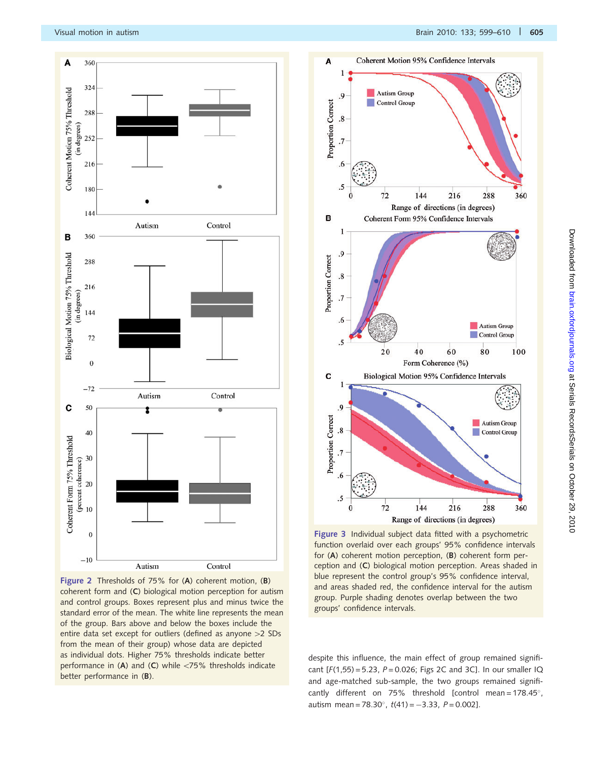**Figure 2** Thresholds of 75% for (**A**) coherent motion, (**B**) coherent form and (**C**) biological motion perception for autism and control groups. Boxes represent plus and minus twice the standard error of the mean. The white line represents the mean of the group. Bars above and below the boxes include the entire data set except for outliers (defined as anyone >2 SDs from the mean of their group) whose data are depicted as individual dots. Higher 75% thresholds indicate better performance in (**A**) and (**C**) while <75% thresholds indicate better performance in (**B**).

**Figure 3** Individual subject data fitted with a psychometric function overlaid over each groups' 95% confidence intervals for (**A**) coherent motion perception, (**B**) coherent form perception and (**C**) biological motion perception. Areas shaded in blue represent the control group's 95% confidence interval, and areas shaded red, the confidence interval for the autism group. Purple shading denotes overlap between the two groups' confidence intervals.

despite this influence, the main effect of group remained significant [$F(1,55) = 5.23$, $P = 0.026$; Figs 2C and 3C]. In our smaller IQ and age-matched sub-sample, the two groups remained significantly different on 75% threshold [control mean = 178.45°, autism mean = 78.30°, $t(41) = -3.33$, $P = 0.002$].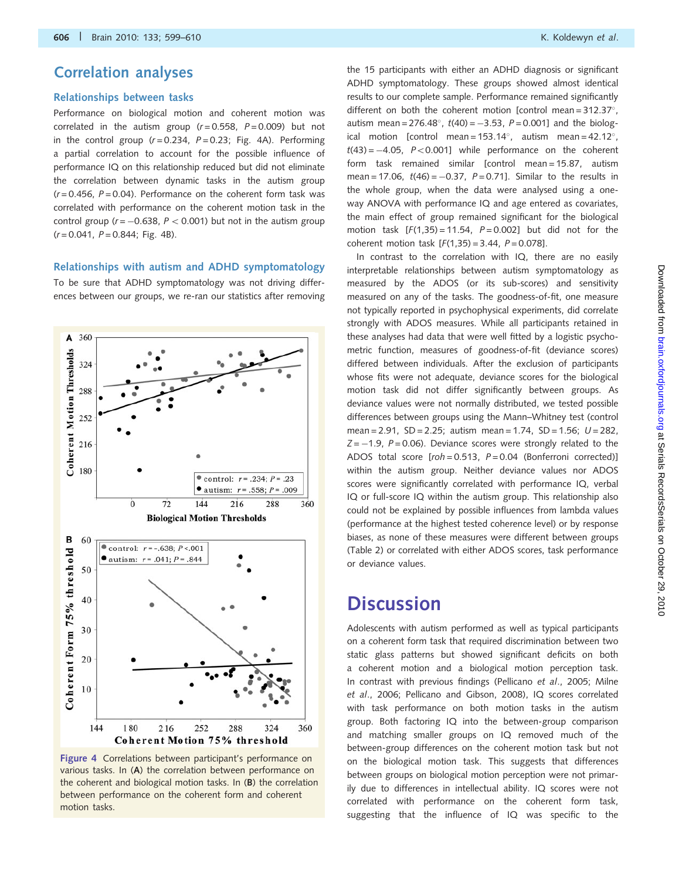## Correlation analyses

### Relationships between tasks

Performance on biological motion and coherent motion was correlated in the autism group ($r = 0.558$, $P = 0.009$) but not in the control group ($r = 0.234$, $P = 0.23$; Fig. 4A). Performing a partial correlation to account for the possible influence of performance IQ on this relationship reduced but did not eliminate the correlation between dynamic tasks in the autism group ($r = 0.456$, $P = 0.04$). Performance on the coherent form task was correlated with performance on the coherent motion task in the control group ($r = -0.638$, $P < 0.001$) but not in the autism group ($r = 0.041$, $P = 0.844$; Fig. 4B).

### Relationships with autism and ADHD symptomatology

To be sure that ADHD symptomatology was not driving differences between our groups, we re-ran our statistics after removing the 15 participants with either an ADHD diagnosis or significant ADHD symptomatology. These groups showed almost identical results to our complete sample. Performance remained significantly different on both the coherent motion [control mean = 312.37°, autism mean = 276.48°, $t(40) = -3.53$, $P = 0.001$] and the biological motion [control mean = 153.14°, autism mean = 42.12°, $t(43) = -4.05$, $P < 0.001$] while performance on the coherent form task remained similar [control mean = 15.87, autism mean = 17.06, $t(46) = -0.37$, $P = 0.71$]. Similar to the results in the whole group, when the data were analysed using a one-way ANOVA with performance IQ and age entered as covariates, the main effect of group remained significant for the biological motion task [$F(1,35) = 11.54$, $P = 0.002$] but did not for the coherent motion task [$F(1,35) = 3.44$, $P = 0.078$].

In contrast to the correlation with IQ, there are no easily interpretable relationships between autism symptomatology as measured by the ADOS (or its sub-scores) and sensitivity measured on any of the tasks. The goodness-of-fit, one measure not typically reported in psychophysical experiments, did correlate strongly with ADOS measures. While all participants retained in these analyses had data that were well fitted by a logistic psychometric function, measures of goodness-of-fit (deviance scores) differed between individuals. After the exclusion of participants whose fits were not adequate, deviance scores for the biological motion task did not differ significantly between groups. As deviance values were not normally distributed, we tested possible differences between groups using the Mann–Whitney test (control mean = 2.91, SD = 2.25; autism mean = 1.74, SD = 1.56; $U = 282$, $Z = -1.9$, $P = 0.06$). Deviance scores were strongly related to the ADOS total score [$roh = 0.513$, $P = 0.04$ (Bonferroni corrected)] within the autism group. Neither deviance values nor ADOS scores were significantly correlated with performance IQ, verbal IQ or full-score IQ within the autism group. This relationship also could not be explained by possible influences from lambda values (performance at the highest tested coherence level) or by response biases, as none of these measures were different between groups (Table 2) or correlated with either ADOS scores, task performance or deviance values.

Figure 4 Correlations between participant's performance on various tasks. In (A) the correlation between performance on the coherent and biological motion tasks. In (B) the correlation between performance on the coherent form and coherent motion tasks.

# Discussion

Adolescents with autism performed as well as typical participants on a coherent form task that required discrimination between two static glass patterns but showed significant deficits on both a coherent motion and a biological motion perception task. In contrast with previous findings (Pellicano *et al*., 2005; Milne *et al*., 2006; Pellicano and Gibson, 2008), IQ scores correlated with task performance on both motion tasks in the autism group. Both factoring IQ into the between-group comparison and matching smaller groups on IQ removed much of the between-group differences on the coherent motion task but not on the biological motion task. This suggests that differences between groups on biological motion perception were not primarily due to differences in intellectual ability. IQ scores were not correlated with performance on the coherent form task, suggesting that the influence of IQ was specific to the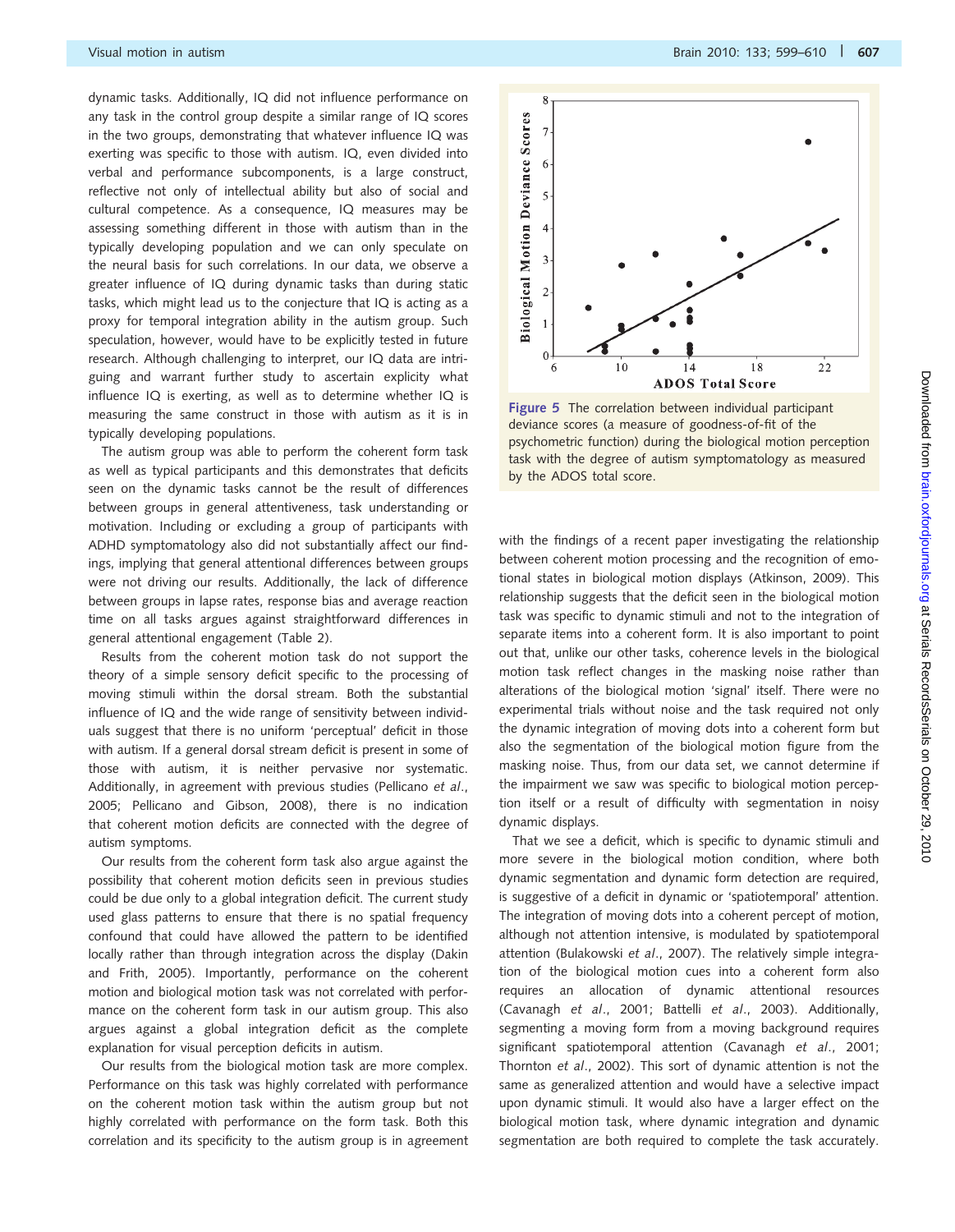dynamic tasks. Additionally, IQ did not influence performance on any task in the control group despite a similar range of IQ scores in the two groups, demonstrating that whatever influence IQ was exerting was specific to those with autism. IQ, even divided into verbal and performance subcomponents, is a large construct, reflective not only of intellectual ability but also of social and cultural competence. As a consequence, IQ measures may be assessing something different in those with autism than in the typically developing population and we can only speculate on the neural basis for such correlations. In our data, we observe a greater influence of IQ during dynamic tasks than during static tasks, which might lead us to the conjecture that IQ is acting as a proxy for temporal integration ability in the autism group. Such speculation, however, would have to be explicitly tested in future research. Although challenging to interpret, our IQ data are intriguing and warrant further study to ascertain explicity what influence IQ is exerting, as well as to determine whether IQ is measuring the same construct in those with autism as it is in typically developing populations.

The autism group was able to perform the coherent form task as well as typical participants and this demonstrates that deficits seen on the dynamic tasks cannot be the result of differences between groups in general attentiveness, task understanding or motivation. Including or excluding a group of participants with ADHD symptomatology also did not substantially affect our findings, implying that general attentional differences between groups were not driving our results. Additionally, the lack of difference between groups in lapse rates, response bias and average reaction time on all tasks argues against straightforward differences in general attentional engagement (Table 2).

Results from the coherent motion task do not support the theory of a simple sensory deficit specific to the processing of moving stimuli within the dorsal stream. Both the substantial influence of IQ and the wide range of sensitivity between individuals suggest that there is no uniform 'perceptual' deficit in those with autism. If a general dorsal stream deficit is present in some of those with autism, it is neither pervasive nor systematic. Additionally, in agreement with previous studies (Pellicano *et al*., 2005; Pellicano and Gibson, 2008), there is no indication that coherent motion deficits are connected with the degree of autism symptoms.

Our results from the coherent form task also argue against the possibility that coherent motion deficits seen in previous studies could be due only to a global integration deficit. The current study used glass patterns to ensure that there is no spatial frequency confound that could have allowed the pattern to be identified locally rather than through integration across the display (Dakin and Frith, 2005). Importantly, performance on the coherent motion and biological motion task was not correlated with performance on the coherent form task in our autism group. This also argues against a global integration deficit as the complete explanation for visual perception deficits in autism.

Our results from the biological motion task are more complex. Performance on this task was highly correlated with performance on the coherent motion task within the autism group but not highly correlated with performance on the form task. Both this correlation and its specificity to the autism group is in agreement with the findings of a recent paper investigating the relationship between coherent motion processing and the recognition of emotional states in biological motion displays (Atkinson, 2009). This relationship suggests that the deficit seen in the biological motion task was specific to dynamic stimuli and not to the integration of separate items into a coherent form. It is also important to point out that, unlike our other tasks, coherence levels in the biological motion task reflect changes in the masking noise rather than alterations of the biological motion 'signal' itself. There were no experimental trials without noise and the task required not only the dynamic integration of moving dots into a coherent form but also the segmentation of the biological motion figure from the masking noise. Thus, from our data set, we cannot determine if the impairment we saw was specific to biological motion perception itself or a result of difficulty with segmentation in noisy dynamic displays.

Biological Motion Deviance Scores
0
1
2
3
4
5
6
7
8
6
10
14
18
22
ADOS Total Score

**Figure 5** The correlation between individual participant deviance scores (a measure of goodness-of-fit of the psychometric function) during the biological motion perception task with the degree of autism symptomatology as measured by the ADOS total score.

That we see a deficit, which is specific to dynamic stimuli and more severe in the biological motion condition, where both dynamic segmentation and dynamic form detection are required, is suggestive of a deficit in dynamic or 'spatiotemporal' attention. The integration of moving dots into a coherent percept of motion, although not attention intensive, is modulated by spatiotemporal attention (Bulakowski *et al*., 2007). The relatively simple integration of the biological motion cues into a coherent form also requires an allocation of dynamic attentional resources (Cavanagh *et al*., 2001; Battelli *et al*., 2003). Additionally, segmenting a moving form from a moving background requires significant spatiotemporal attention (Cavanagh *et al*., 2001; Thornton *et al*., 2002). This sort of dynamic attention is not the same as generalized attention and would have a selective impact upon dynamic stimuli. It would also have a larger effect on the biological motion task, where dynamic integration and dynamic segmentation are both required to complete the task accurately.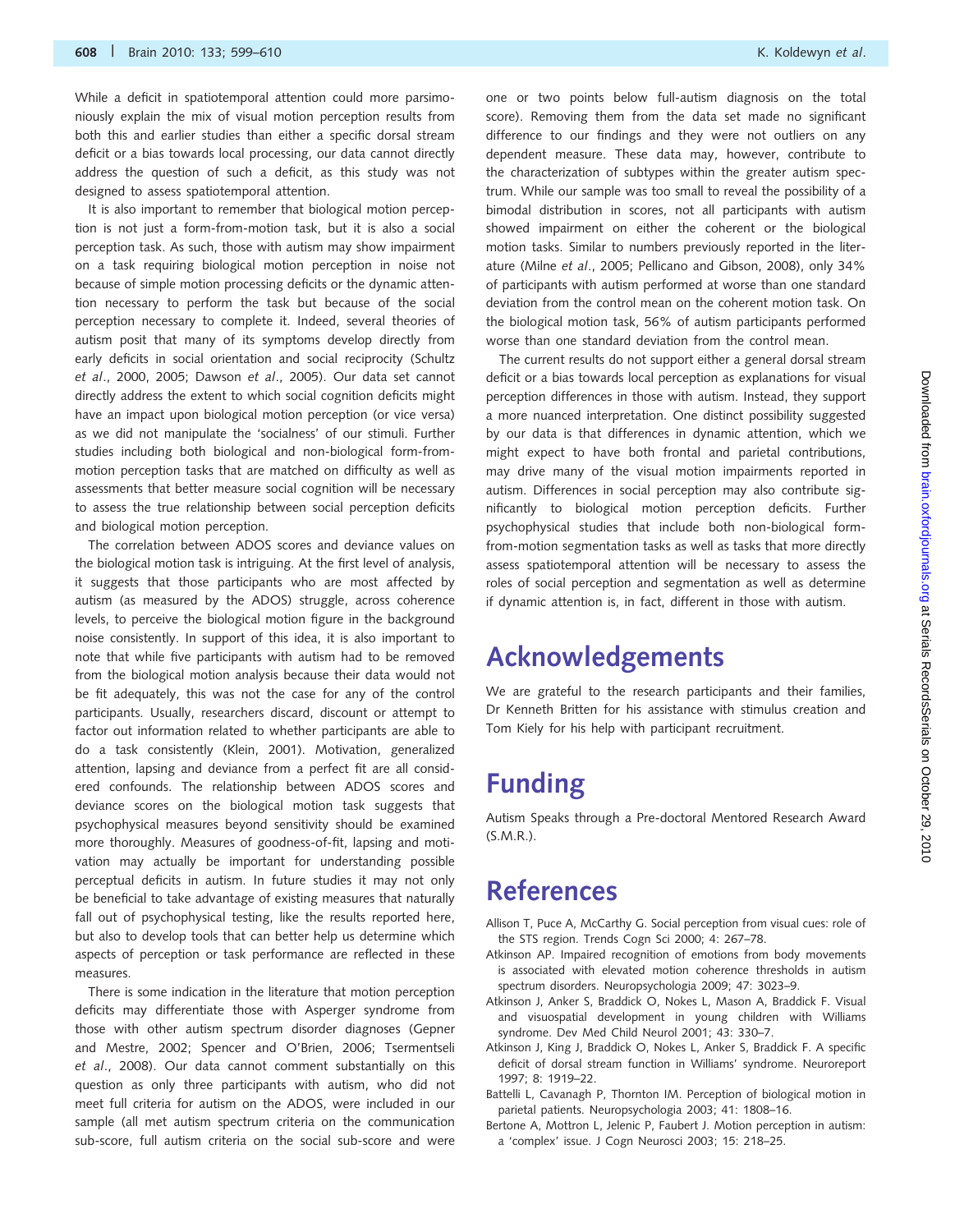While a deficit in spatiotemporal attention could more parsimoniously explain the mix of visual motion perception results from both this and earlier studies than either a specific dorsal stream deficit or a bias towards local processing, our data cannot directly address the question of such a deficit, as this study was not designed to assess spatiotemporal attention.

It is also important to remember that biological motion perception is not just a form-from-motion task, but it is also a social perception task. As such, those with autism may show impairment on a task requiring biological motion perception in noise not because of simple motion processing deficits or the dynamic attention necessary to perform the task but because of the social perception necessary to complete it. Indeed, several theories of autism posit that many of its symptoms develop directly from early deficits in social orientation and social reciprocity (Schultz *et al*., 2000, 2005; Dawson *et al*., 2005). Our data set cannot directly address the extent to which social cognition deficits might have an impact upon biological motion perception (or vice versa) as we did not manipulate the 'socialness' of our stimuli. Further studies including both biological and non-biological form-from-motion perception tasks that are matched on difficulty as well as assessments that better measure social cognition will be necessary to assess the true relationship between social perception deficits and biological motion perception.

The correlation between ADOS scores and deviance values on the biological motion task is intriguing. At the first level of analysis, it suggests that those participants who are most affected by autism (as measured by the ADOS) struggle, across coherence levels, to perceive the biological motion figure in the background noise consistently. In support of this idea, it is also important to note that while five participants with autism had to be removed from the biological motion analysis because their data would not be fit adequately, this was not the case for any of the control participants. Usually, researchers discard, discount or attempt to factor out information related to whether participants are able to do a task consistently (Klein, 2001). Motivation, generalized attention, lapsing and deviance from a perfect fit are all considered confounds. The relationship between ADOS scores and deviance scores on the biological motion task suggests that psychophysical measures beyond sensitivity should be examined more thoroughly. Measures of goodness-of-fit, lapsing and motivation may actually be important for understanding possible perceptual deficits in autism. In future studies it may not only be beneficial to take advantage of existing measures that naturally fall out of psychophysical testing, like the results reported here, but also to develop tools that can better help us determine which aspects of perception or task performance are reflected in these measures.

There is some indication in the literature that motion perception deficits may differentiate those with Asperger syndrome from those with other autism spectrum disorder diagnoses (Gepner and Mestre, 2002; Spencer and O'Brien, 2006; Tsermentseli *et al*., 2008). Our data cannot comment substantially on this question as only three participants with autism, who did not meet full criteria for autism on the ADOS, were included in our sample (all met autism spectrum criteria on the communication sub-score, full autism criteria on the social sub-score and were one or two points below full-autism diagnosis on the total score). Removing them from the data set made no significant difference to our findings and they were not outliers on any dependent measure. These data may, however, contribute to the characterization of subtypes within the greater autism spectrum. While our sample was too small to reveal the possibility of a bimodal distribution in scores, not all participants with autism showed impairment on either the coherent or the biological motion tasks. Similar to numbers previously reported in the literature (Milne *et al*., 2005; Pellicano and Gibson, 2008), only 34% of participants with autism performed at worse than one standard deviation from the control mean on the coherent motion task. On the biological motion task, 56% of autism participants performed worse than one standard deviation from the control mean.

The current results do not support either a general dorsal stream deficit or a bias towards local perception as explanations for visual perception differences in those with autism. Instead, they support a more nuanced interpretation. One distinct possibility suggested by our data is that differences in dynamic attention, which we might expect to have both frontal and parietal contributions, may drive many of the visual motion impairments reported in autism. Differences in social perception may also contribute significantly to biological motion perception deficits. Further psychophysical studies that include both non-biological form-from-motion segmentation tasks as well as tasks that more directly assess spatiotemporal attention will be necessary to assess the roles of social perception and segmentation as well as determine if dynamic attention is, in fact, different in those with autism.

# Acknowledgements

We are grateful to the research participants and their families, Dr Kenneth Britten for his assistance with stimulus creation and Tom Kiely for his help with participant recruitment.

# Funding

Autism Speaks through a Pre-doctoral Mentored Research Award (S.M.R.).

# References

Allison T, Puce A, McCarthy G. Social perception from visual cues: role of the STS region. Trends Cogn Sci 2000; 4: 267–78.

Atkinson AP. Impaired recognition of emotions from body movements is associated with elevated motion coherence thresholds in autism spectrum disorders. Neuropsychologia 2009; 47: 3023–9.

Atkinson J, Anker S, Braddick O, Nokes L, Mason A, Braddick F. Visual and visuospatial development in young children with Williams syndrome. Dev Med Child Neurol 2001; 43: 330–7.

Atkinson J, King J, Braddick O, Nokes L, Anker S, Braddick F. A specific deficit of dorsal stream function in Williams' syndrome. Neuroreport 1997; 8: 1919–22.

Battelli L, Cavanagh P, Thornton IM. Perception of biological motion in parietal patients. Neuropsychologia 2003; 41: 1808–16.

Bertone A, Mottron L, Jelenic P, Faubert J. Motion perception in autism: a 'complex' issue. J Cogn Neurosci 2003; 15: 218–25.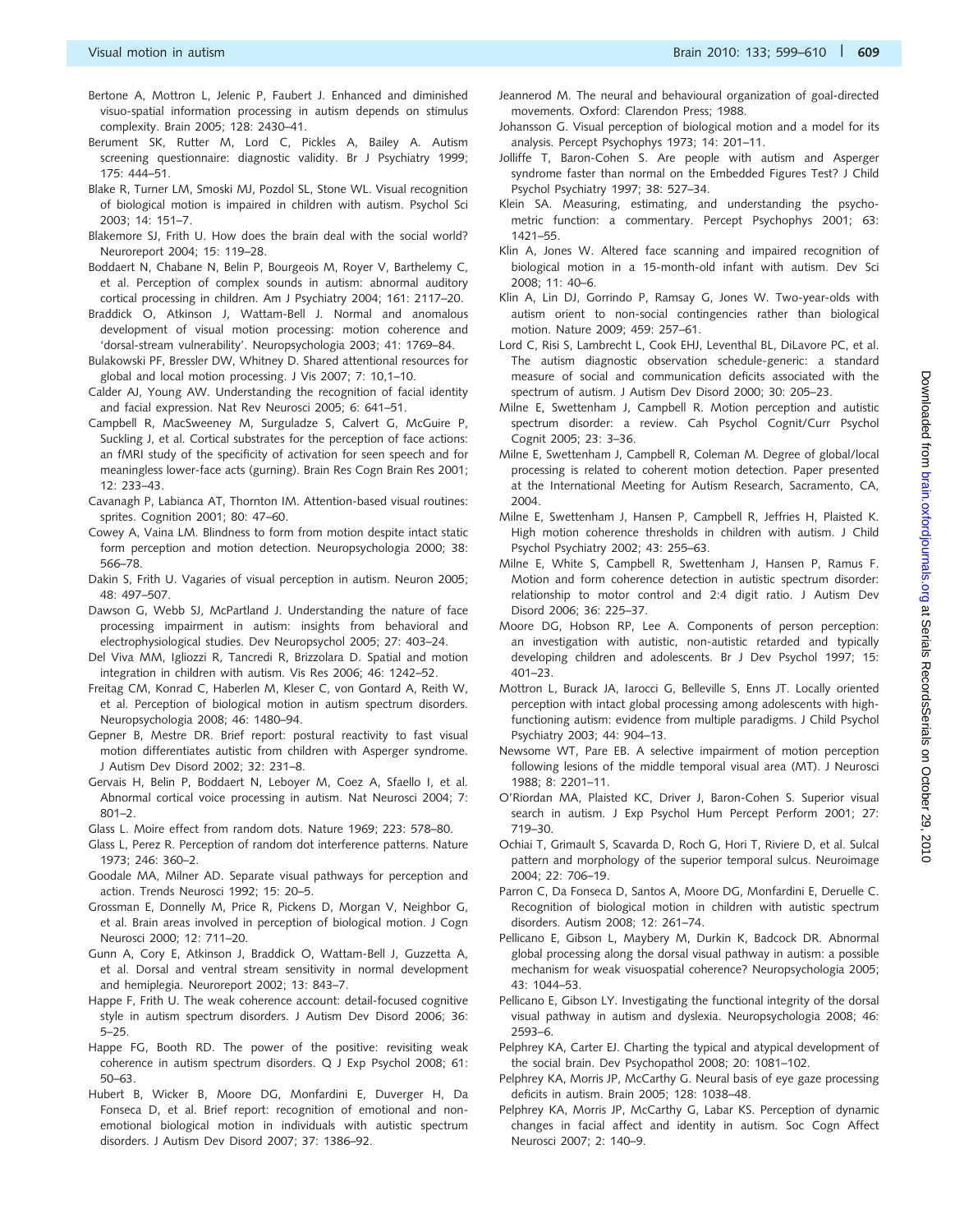Bertone A, Mottron L, Jelenic P, Faubert J. Enhanced and diminished visuo-spatial information processing in autism depends on stimulus complexity. Brain 2005; 128: 2430–41.

Berument SK, Rutter M, Lord C, Pickles A, Bailey A. Autism screening questionnaire: diagnostic validity. Br J Psychiatry 1999; 175: 444–51.

Blake R, Turner LM, Smoski MJ, Pozdol SL, Stone WL. Visual recognition of biological motion is impaired in children with autism. Psychol Sci 2003; 14: 151–7.

Blakemore SJ, Frith U. How does the brain deal with the social world? Neuroreport 2004; 15: 119–28.

Boddaert N, Chabane N, Belin P, Bourgeois M, Royer V, Barthelemy C, et al. Perception of complex sounds in autism: abnormal auditory cortical processing in children. Am J Psychiatry 2004; 161: 2117–20.

Braddick O, Atkinson J, Wattam-Bell J. Normal and anomalous development of visual motion processing: motion coherence and 'dorsal-stream vulnerability'. Neuropsychologia 2003; 41: 1769–84.

Bulakowski PF, Bressler DW, Whitney D. Shared attentional resources for global and local motion processing. J Vis 2007; 7: 10,1–10.

Calder AJ, Young AW. Understanding the recognition of facial identity and facial expression. Nat Rev Neurosci 2005; 6: 641–51.

Campbell R, MacSweeney M, Surguladze S, Calvert G, McGuire P, Suckling J, et al. Cortical substrates for the perception of face actions: an fMRI study of the specificity of activation for seen speech and for meaningless lower-face acts (gurning). Brain Res Cogn Brain Res 2001; 12: 233–43.

Cavanagh P, Labianca AT, Thornton IM. Attention-based visual routines: sprites. Cognition 2001; 80: 47–60.

Cowey A, Vaina LM. Blindness to form from motion despite intact static form perception and motion detection. Neuropsychologia 2000; 38: 566–78.

Dakin S, Frith U. Vagaries of visual perception in autism. Neuron 2005; 48: 497–507.

Dawson G, Webb SJ, McPartland J. Understanding the nature of face processing impairment in autism: insights from behavioral and electrophysiological studies. Dev Neuropsychol 2005; 27: 403–24.

Del Viva MM, Igliozzi R, Tancredi R, Brizzolara D. Spatial and motion integration in children with autism. Vis Res 2006; 46: 1242–52.

Freitag CM, Konrad C, Haberlen M, Kleser C, von Gontard A, Reith W, et al. Perception of biological motion in autism spectrum disorders. Neuropsychologia 2008; 46: 1480–94.

Gepner B, Mestre DR. Brief report: postural reactivity to fast visual motion differentiates autistic from children with Asperger syndrome. J Autism Dev Disord 2002; 32: 231–8.

Gervais H, Belin P, Boddaert N, Leboyer M, Coez A, Sfaello I, et al. Abnormal cortical voice processing in autism. Nat Neurosci 2004; 7: 801–2.

Glass L. Moire effect from random dots. Nature 1969; 223: 578–80.

Glass L, Perez R. Perception of random dot interference patterns. Nature 1973; 246: 360–2.

Goodale MA, Milner AD. Separate visual pathways for perception and action. Trends Neurosci 1992; 15: 20–5.

Grossman E, Donnelly M, Price R, Pickens D, Morgan V, Neighbor G, et al. Brain areas involved in perception of biological motion. J Cogn Neurosci 2000; 12: 711–20.

Gunn A, Cory E, Atkinson J, Braddick O, Wattam-Bell J, Guzzetta A, et al. Dorsal and ventral stream sensitivity in normal development and hemiplegia. Neuroreport 2002; 13: 843–7.

Happe F, Frith U. The weak coherence account: detail-focused cognitive style in autism spectrum disorders. J Autism Dev Disord 2006; 36: 5–25.

Happe FG, Booth RD. The power of the positive: revisiting weak coherence in autism spectrum disorders. Q J Exp Psychol 2008; 61: 50–63.

Hubert B, Wicker B, Moore DG, Monfardini E, Duverger H, Da Fonseca D, et al. Brief report: recognition of emotional and non-emotional biological motion in individuals with autistic spectrum disorders. J Autism Dev Disord 2007; 37: 1386–92.

Jeannerod M. The neural and behavioural organization of goal-directed movements. Oxford: Clarendon Press; 1988.

Johansson G. Visual perception of biological motion and a model for its analysis. Percept Psychophys 1973; 14: 201–11.

Jolliffe T, Baron-Cohen S. Are people with autism and Asperger syndrome faster than normal on the Embedded Figures Test? J Child Psychol Psychiatry 1997; 38: 527–34.

Klein SA. Measuring, estimating, and understanding the psychometric function: a commentary. Percept Psychophys 2001; 63: 1421–55.

Klin A, Jones W. Altered face scanning and impaired recognition of biological motion in a 15-month-old infant with autism. Dev Sci 2008; 11: 40–6.

Klin A, Lin DJ, Gorrindo P, Ramsay G, Jones W. Two-year-olds with autism orient to non-social contingencies rather than biological motion. Nature 2009; 459: 257–61.

Lord C, Risi S, Lambrecht L, Cook EHJ, Leventhal BL, DiLavore PC, et al. The autism diagnostic observation schedule-generic: a standard measure of social and communication deficits associated with the spectrum of autism. J Autism Dev Disord 2000; 30: 205–23.

Milne E, Swettenham J, Campbell R. Motion perception and autistic spectrum disorder: a review. Cah Psychol Cognit/Curr Psychol Cognit 2005; 23: 3–36.

Milne E, Swettenham J, Campbell R, Coleman M. Degree of global/local processing is related to coherent motion detection. Paper presented at the International Meeting for Autism Research, Sacramento, CA, 2004.

Milne E, Swettenham J, Hansen P, Campbell R, Jeffries H, Plaisted K. High motion coherence thresholds in children with autism. J Child Psychol Psychiatry 2002; 43: 255–63.

Milne E, White S, Campbell R, Swettenham J, Hansen P, Ramus F. Motion and form coherence detection in autistic spectrum disorder: relationship to motor control and 2:4 digit ratio. J Autism Dev Disord 2006; 36: 225–37.

Moore DG, Hobson RP, Lee A. Components of person perception: an investigation with autistic, non-autistic retarded and typically developing children and adolescents. Br J Dev Psychol 1997; 15: 401–23.

Mottron L, Burack JA, Iarocci G, Belleville S, Enns JT. Locally oriented perception with intact global processing among adolescents with high-functioning autism: evidence from multiple paradigms. J Child Psychol Psychiatry 2003; 44: 904–13.

Newsome WT, Pare EB. A selective impairment of motion perception following lesions of the middle temporal visual area (MT). J Neurosci 1988; 8: 2201–11.

O'Riordan MA, Plaisted KC, Driver J, Baron-Cohen S. Superior visual search in autism. J Exp Psychol Hum Percept Perform 2001; 27: 719–30.

Ochiai T, Grimault S, Scavarda D, Roch G, Hori T, Riviere D, et al. Sulcal pattern and morphology of the superior temporal sulcus. Neuroimage 2004; 22: 706–19.

Parron C, Da Fonseca D, Santos A, Moore DG, Monfardini E, Deruelle C. Recognition of biological motion in children with autistic spectrum disorders. Autism 2008; 12: 261–74.

Pellicano E, Gibson L, Maybery M, Durkin K, Badcock DR. Abnormal global processing along the dorsal visual pathway in autism: a possible mechanism for weak visuospatial coherence? Neuropsychologia 2005; 43: 1044–53.

Pellicano E, Gibson LY. Investigating the functional integrity of the dorsal visual pathway in autism and dyslexia. Neuropsychologia 2008; 46: 2593–6.

Pelphrey KA, Carter EJ. Charting the typical and atypical development of the social brain. Dev Psychopathol 2008; 20: 1081–102.

Pelphrey KA, Morris JP, McCarthy G. Neural basis of eye gaze processing deficits in autism. Brain 2005; 128: 1038–48.

Pelphrey KA, Morris JP, McCarthy G, Labar KS. Perception of dynamic changes in facial affect and identity in autism. Soc Cogn Affect Neurosci 2007; 2: 140–9.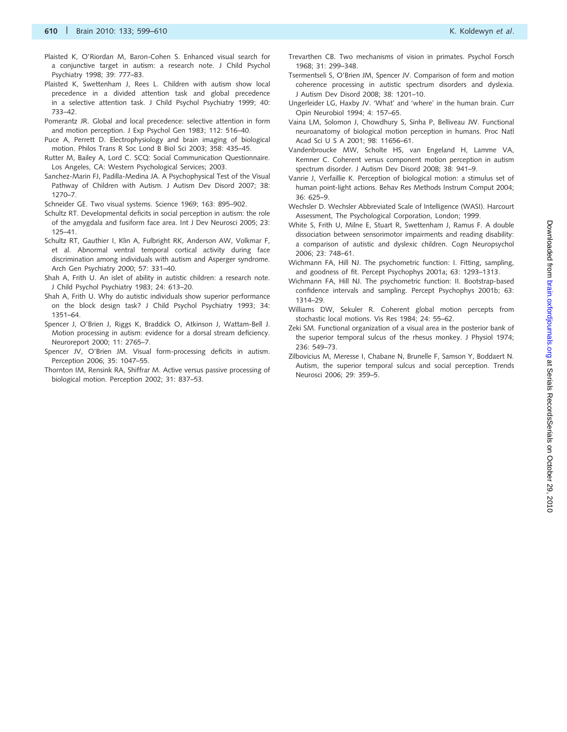Plaisted K, O'Riordan M, Baron-Cohen S. Enhanced visual search for a conjunctive target in autism: a research note. J Child Psychol Psychiatry 1998; 39: 777–83.

Plaisted K, Swettenham J, Rees L. Children with autism show local precedence in a divided attention task and global precedence in a selective attention task. J Child Psychol Psychiatry 1999; 40: 733–42.

Pomerantz JR. Global and local precedence: selective attention in form and motion perception. J Exp Psychol Gen 1983; 112: 516–40.

Puce A, Perrett D. Electrophysiology and brain imaging of biological motion. Philos Trans R Soc Lond B Biol Sci 2003; 358: 435–45.

Rutter M, Bailey A, Lord C. SCQ: Social Communication Questionnaire. Los Angeles, CA: Western Psychological Services; 2003.

Sanchez-Marin FJ, Padilla-Medina JA. A Psychophysical Test of the Visual Pathway of Children with Autism. J Autism Dev Disord 2007; 38: 1270–7.

Schneider GE. Two visual systems. Science 1969; 163: 895–902.

Schultz RT. Developmental deficits in social perception in autism: the role of the amygdala and fusiform face area. Int J Dev Neurosci 2005; 23: 125–41.

Schultz RT, Gauthier I, Klin A, Fulbright RK, Anderson AW, Volkmar F, et al. Abnormal ventral temporal cortical activity during face discrimination among individuals with autism and Asperger syndrome. Arch Gen Psychiatry 2000; 57: 331–40.

Shah A, Frith U. An islet of ability in autistic children: a research note. J Child Psychol Psychiatry 1983; 24: 613–20.

Shah A, Frith U. Why do autistic individuals show superior performance on the block design task? J Child Psychol Psychiatry 1993; 34: 1351–64.

Spencer J, O'Brien J, Riggs K, Braddick O, Atkinson J, Wattam-Bell J. Motion processing in autism: evidence for a dorsal stream deficiency. Neuroreport 2000; 11: 2765–7.

Spencer JV, O'Brien JM. Visual form-processing deficits in autism. Perception 2006; 35: 1047–55.

Thornton IM, Rensink RA, Shiffrar M. Active versus passive processing of biological motion. Perception 2002; 31: 837–53.

Trevarthen CB. Two mechanisms of vision in primates. Psychol Forsch 1968; 31: 299–348.

Tsermentseli S, O'Brien JM, Spencer JV. Comparison of form and motion coherence processing in autistic spectrum disorders and dyslexia. J Autism Dev Disord 2008; 38: 1201–10.

Ungerleider LG, Haxby JV. 'What' and 'where' in the human brain. Curr Opin Neurobiol 1994; 4: 157–65.

Vaina LM, Solomon J, Chowdhury S, Sinha P, Belliveau JW. Functional neuroanatomy of biological motion perception in humans. Proc Natl Acad Sci U S A 2001; 98: 11656–61.

Vandenbroucke MW, Scholte HS, van Engeland H, Lamme VA, Kemner C. Coherent versus component motion perception in autism spectrum disorder. J Autism Dev Disord 2008; 38: 941–9.

Vanrie J, Verfaillie K. Perception of biological motion: a stimulus set of human point-light actions. Behav Res Methods Instrum Comput 2004; 36: 625–9.

Wechsler D. Wechsler Abbreviated Scale of Intelligence (WASI). Harcourt Assessment, The Psychological Corporation, London; 1999.

White S, Frith U, Milne E, Stuart R, Swettenham J, Ramus F. A double dissociation between sensorimotor impairments and reading disability: a comparison of autistic and dyslexic children. Cogn Neuropsychol 2006; 23: 748–61.

Wichmann FA, Hill NJ. The psychometric function: I. Fitting, sampling, and goodness of fit. Percept Psychophys 2001a; 63: 1293–1313.

Wichmann FA, Hill NJ. The psychometric function: II. Bootstrap-based confidence intervals and sampling. Percept Psychophys 2001b; 63: 1314–29.

Williams DW, Sekuler R. Coherent global motion percepts from stochastic local motions. Vis Res 1984; 24: 55–62.

Zeki SM. Functional organization of a visual area in the posterior bank of the superior temporal sulcus of the rhesus monkey. J Physiol 1974; 236: 549–73.

Zilbovicius M, Meresse I, Chabane N, Brunelle F, Samson Y, Boddaert N. Autism, the superior temporal sulcus and social perception. Trends Neurosci 2006; 29: 359–5.